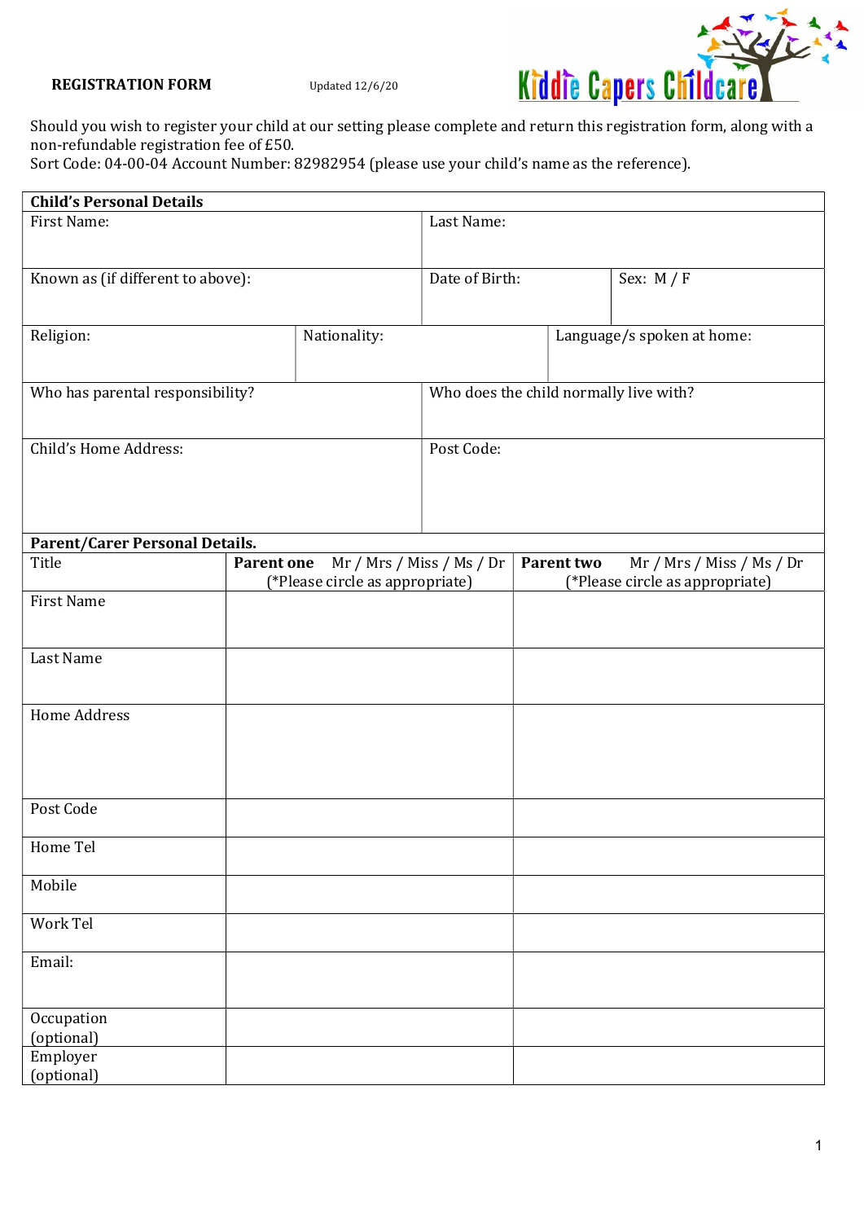**REGISTRATION FORM** Updated 12/6/20

Kiddie Capers Childcare

Should you wish to register your child at our setting please complete and return this registration form, along with a non-refundable registration fee of £50.
Sort Code: 04-00-04 Account Number: 82982954 (please use your child's name as the reference).

| **Child's Personal Details** | | |
|---|---|---|
| First Name: | Last Name: | |
| Known as (if different to above): | Date of Birth: | Sex: M / F |
| Religion: | Nationality: | Language/s spoken at home: |
| Who has parental responsibility? | Who does the child normally live with? | |
| Child's Home Address: | Post Code: | |

| **Parent/Carer Personal Details.** | | |
|---|---|---|
| Title | **Parent one** Mr / Mrs / Miss / Ms / Dr (*Please circle as appropriate) | **Parent two** Mr / Mrs / Miss / Ms / Dr (*Please circle as appropriate) |
| First Name | | |
| Last Name | | |
| Home Address | | |
| Post Code | | |
| Home Tel | | |
| Mobile | | |
| Work Tel | | |
| Email: | | |
| Occupation (optional) | | |
| Employer (optional) | | |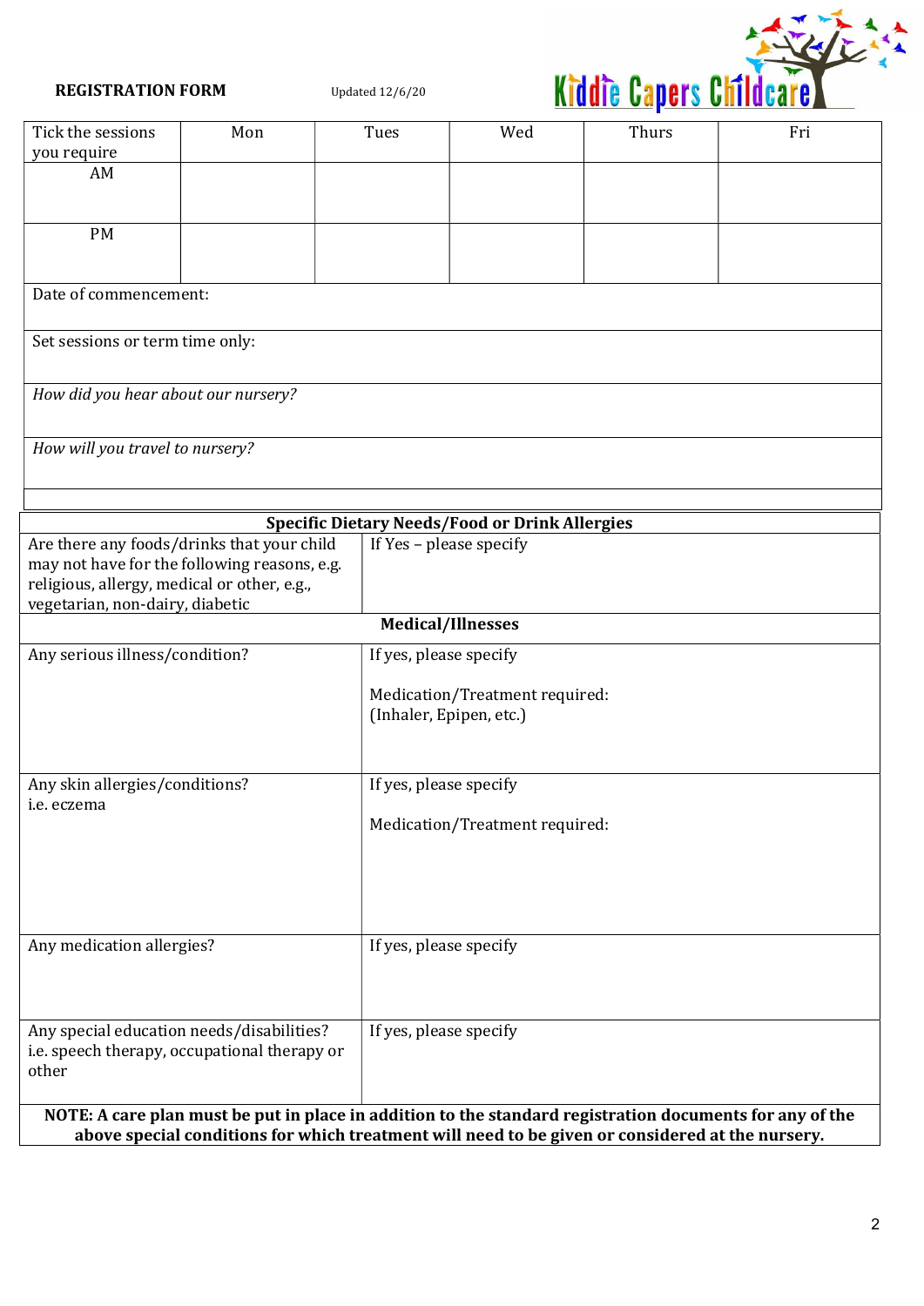**REGISTRATION FORM** Updated 12/6/20

Kiddie Capers Childcare

| Tick the sessions you require | Mon | Tues | Wed | Thurs | Fri |
|---|---|---|---|---|---|
| AM | | | | | |
| PM | | | | | |
| Date of commencement: | | | | | |
| Set sessions or term time only: | | | | | |
| *How did you hear about our nursery?* | | | | | |
| *How will you travel to nursery?* | | | | | |

| **Specific Dietary Needs/Food or Drink Allergies** | |
|---|---|
| Are there any foods/drinks that your child may not have for the following reasons, e.g. religious, allergy, medical or other, e.g., vegetarian, non-dairy, diabetic | If Yes – please specify |
| **Medical/Illnesses** | |
| Any serious illness/condition? | If yes, please specify<br><br>Medication/Treatment required:<br>(Inhaler, Epipen, etc.) |
| Any skin allergies/conditions?<br>i.e. eczema | If yes, please specify<br><br>Medication/Treatment required: |
| Any medication allergies? | If yes, please specify |
| Any special education needs/disabilities?<br>i.e. speech therapy, occupational therapy or other | If yes, please specify |

**NOTE: A care plan must be put in place in addition to the standard registration documents for any of the above special conditions for which treatment will need to be given or considered at the nursery.**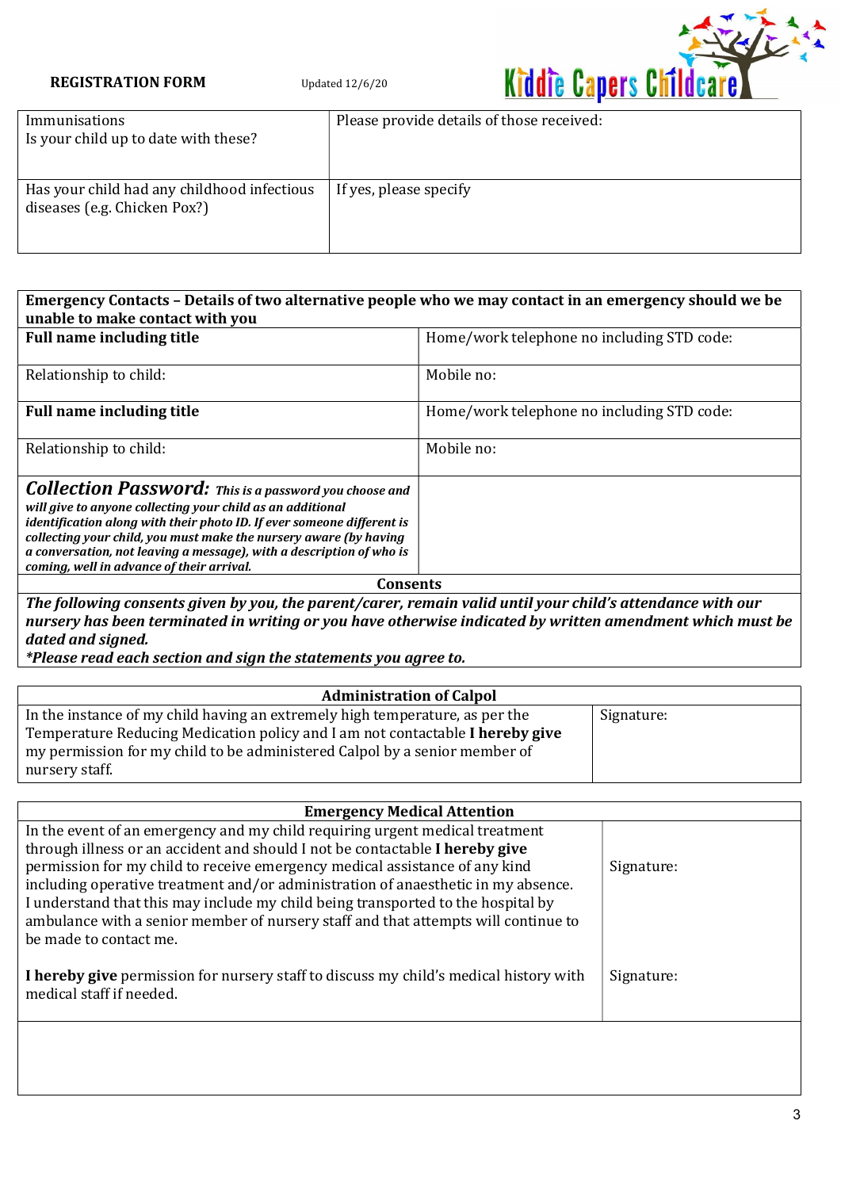**REGISTRATION FORM** Updated 12/6/20

| Immunisations<br>Is your child up to date with these? | Please provide details of those received: |
|---|---|
| Has your child had any childhood infectious diseases (e.g. Chicken Pox?) | If yes, please specify |

| **Emergency Contacts – Details of two alternative people who we may contact in an emergency should we be unable to make contact with you** | |
|---|---|
| **Full name including title** | Home/work telephone no including STD code: |
| Relationship to child: | Mobile no: |
| **Full name including title** | Home/work telephone no including STD code: |
| Relationship to child: | Mobile no: |
| ***Collection Password:*** ***This is a password you choose and will give to anyone collecting your child as an additional identification along with their photo ID. If ever someone different is collecting your child, you must make the nursery aware (by having a conversation, not leaving a message), with a description of who is coming, well in advance of their arrival.*** | |

**Consents**

***The following consents given by you, the parent/carer, remain valid until your child's attendance with our nursery has been terminated in writing or you have otherwise indicated by written amendment which must be dated and signed.***
***\*Please read each section and sign the statements you agree to.***

| **Administration of Calpol** | |
|---|---|
| In the instance of my child having an extremely high temperature, as per the Temperature Reducing Medication policy and I am not contactable **I hereby give** my permission for my child to be administered Calpol by a senior member of nursery staff. | Signature: |

| **Emergency Medical Attention** | |
|---|---|
| In the event of an emergency and my child requiring urgent medical treatment through illness or an accident and should I not be contactable **I hereby give** permission for my child to receive emergency medical assistance of any kind including operative treatment and/or administration of anaesthetic in my absence. I understand that this may include my child being transported to the hospital by ambulance with a senior member of nursery staff and that attempts will continue to be made to contact me. | Signature: |
| **I hereby give** permission for nursery staff to discuss my child's medical history with medical staff if needed. | Signature: |
| | |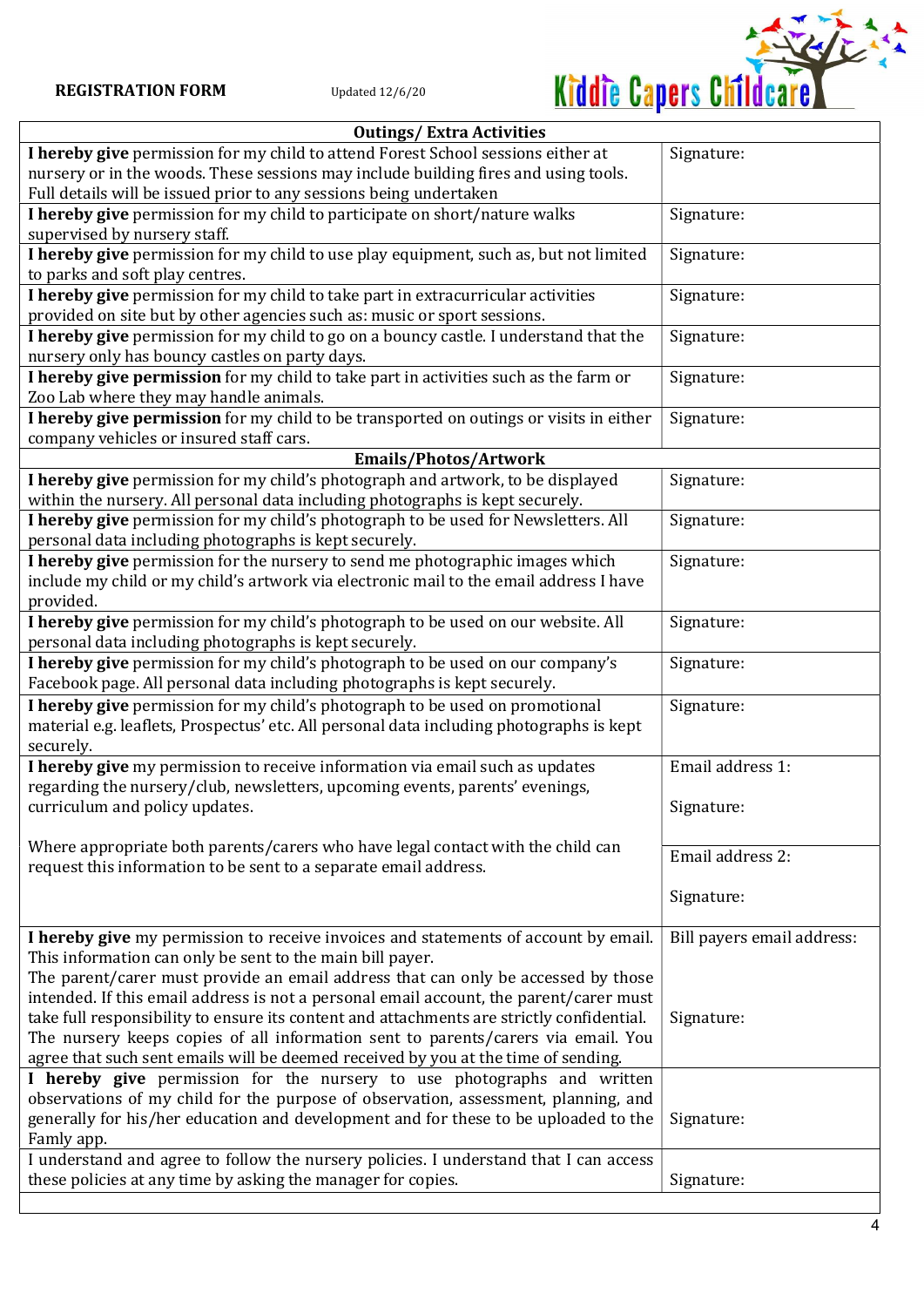**REGISTRATION FORM** Updated 12/6/20

Kiddie Capers Childcare

| Outings/ Extra Activities | |
|---|---|
| **I hereby give** permission for my child to attend Forest School sessions either at nursery or in the woods. These sessions may include building fires and using tools. Full details will be issued prior to any sessions being undertaken | Signature: |
| **I hereby give** permission for my child to participate on short/nature walks supervised by nursery staff. | Signature: |
| **I hereby give** permission for my child to use play equipment, such as, but not limited to parks and soft play centres. | Signature: |
| **I hereby give** permission for my child to take part in extracurricular activities provided on site but by other agencies such as: music or sport sessions. | Signature: |
| **I hereby give** permission for my child to go on a bouncy castle. I understand that the nursery only has bouncy castles on party days. | Signature: |
| **I hereby give permission** for my child to take part in activities such as the farm or Zoo Lab where they may handle animals. | Signature: |
| **I hereby give permission** for my child to be transported on outings or visits in either company vehicles or insured staff cars. | Signature: |
| **Emails/Photos/Artwork** | |
| **I hereby give** permission for my child's photograph and artwork, to be displayed within the nursery. All personal data including photographs is kept securely. | Signature: |
| **I hereby give** permission for my child's photograph to be used for Newsletters. All personal data including photographs is kept securely. | Signature: |
| **I hereby give** permission for the nursery to send me photographic images which include my child or my child's artwork via electronic mail to the email address I have provided. | Signature: |
| **I hereby give** permission for my child's photograph to be used on our website. All personal data including photographs is kept securely. | Signature: |
| **I hereby give** permission for my child's photograph to be used on our company's Facebook page. All personal data including photographs is kept securely. | Signature: |
| **I hereby give** permission for my child's photograph to be used on promotional material e.g. leaflets, Prospectus' etc. All personal data including photographs is kept securely. | Signature: |
| **I hereby give** my permission to receive information via email such as updates regarding the nursery/club, newsletters, upcoming events, parents' evenings, curriculum and policy updates. | Email address 1:<br><br>Signature: |
| Where appropriate both parents/carers who have legal contact with the child can request this information to be sent to a separate email address. | Email address 2:<br><br>Signature: |
| **I hereby give** my permission to receive invoices and statements of account by email. This information can only be sent to the main bill payer.<br>The parent/carer must provide an email address that can only be accessed by those intended. If this email address is not a personal email account, the parent/carer must take full responsibility to ensure its content and attachments are strictly confidential. The nursery keeps copies of all information sent to parents/carers via email. You agree that such sent emails will be deemed received by you at the time of sending. | Bill payers email address:<br><br>Signature: |
| **I hereby give** permission for the nursery to use photographs and written observations of my child for the purpose of observation, assessment, planning, and generally for his/her education and development and for these to be uploaded to the Famly app. | Signature: |
| I understand and agree to follow the nursery policies. I understand that I can access these policies at any time by asking the manager for copies. | Signature: |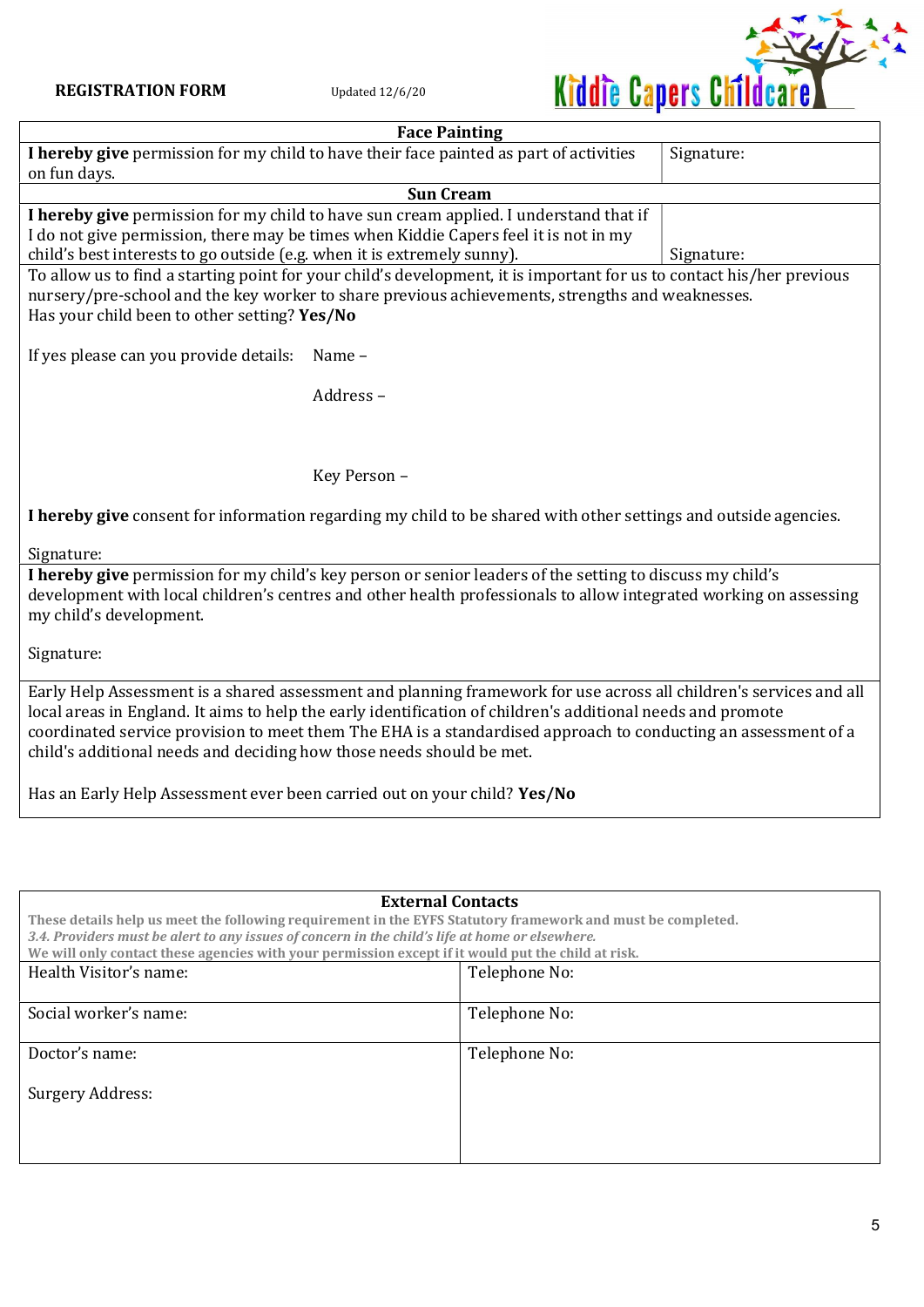**REGISTRATION FORM** Updated 12/6/20

Kiddie Capers Childcare

| Face Painting | |
|---|---|
| **I hereby give** permission for my child to have their face painted as part of activities on fun days. | Signature: |

| Sun Cream | |
|---|---|
| **I hereby give** permission for my child to have sun cream applied. I understand that if I do not give permission, there may be times when Kiddie Capers feel it is not in my child's best interests to go outside (e.g. when it is extremely sunny). | Signature: |

To allow us to find a starting point for your child's development, it is important for us to contact his/her previous nursery/pre-school and the key worker to share previous achievements, strengths and weaknesses.

Has your child been to other setting? **Yes/No**

If yes please can you provide details: Name –

Address –

Key Person –

**I hereby give** consent for information regarding my child to be shared with other settings and outside agencies.

Signature:

**I hereby give** permission for my child's key person or senior leaders of the setting to discuss my child's development with local children's centres and other health professionals to allow integrated working on assessing my child's development.

Signature:

Early Help Assessment is a shared assessment and planning framework for use across all children's services and all local areas in England. It aims to help the early identification of children's additional needs and promote coordinated service provision to meet them The EHA is a standardised approach to conducting an assessment of a child's additional needs and deciding how those needs should be met.

Has an Early Help Assessment ever been carried out on your child? **Yes/No**

## External Contacts

**These details help us meet the following requirement in the EYFS Statutory framework and must be completed.**
***3.4. Providers must be alert to any issues of concern in the child's life at home or elsewhere.***
**We will only contact these agencies with your permission except if it would put the child at risk.**

| | |
|---|---|
| Health Visitor's name: | Telephone No: |
| Social worker's name: | Telephone No: |
| Doctor's name:<br><br>Surgery Address: | Telephone No: |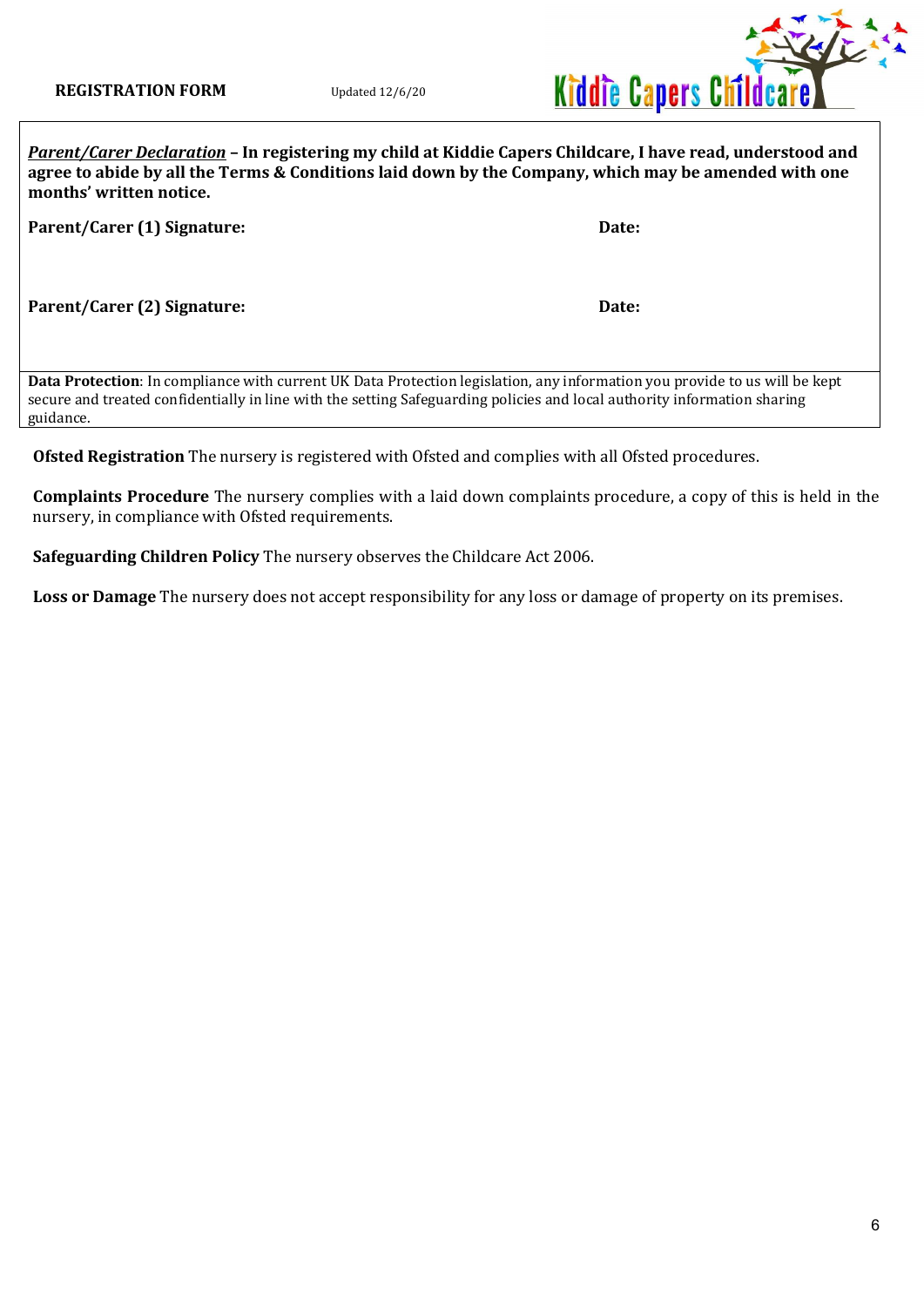**REGISTRATION FORM** Updated 12/6/20

***Parent/Carer Declaration*** **– In registering my child at Kiddie Capers Childcare, I have read, understood and agree to abide by all the Terms & Conditions laid down by the Company, which may be amended with one months' written notice.**

**Parent/Carer (1) Signature:** **Date:**

**Parent/Carer (2) Signature:** **Date:**

**Data Protection**: In compliance with current UK Data Protection legislation, any information you provide to us will be kept secure and treated confidentially in line with the setting Safeguarding policies and local authority information sharing guidance.

**Ofsted Registration** The nursery is registered with Ofsted and complies with all Ofsted procedures.

**Complaints Procedure** The nursery complies with a laid down complaints procedure, a copy of this is held in the nursery, in compliance with Ofsted requirements.

**Safeguarding Children Policy** The nursery observes the Childcare Act 2006.

**Loss or Damage** The nursery does not accept responsibility for any loss or damage of property on its premises.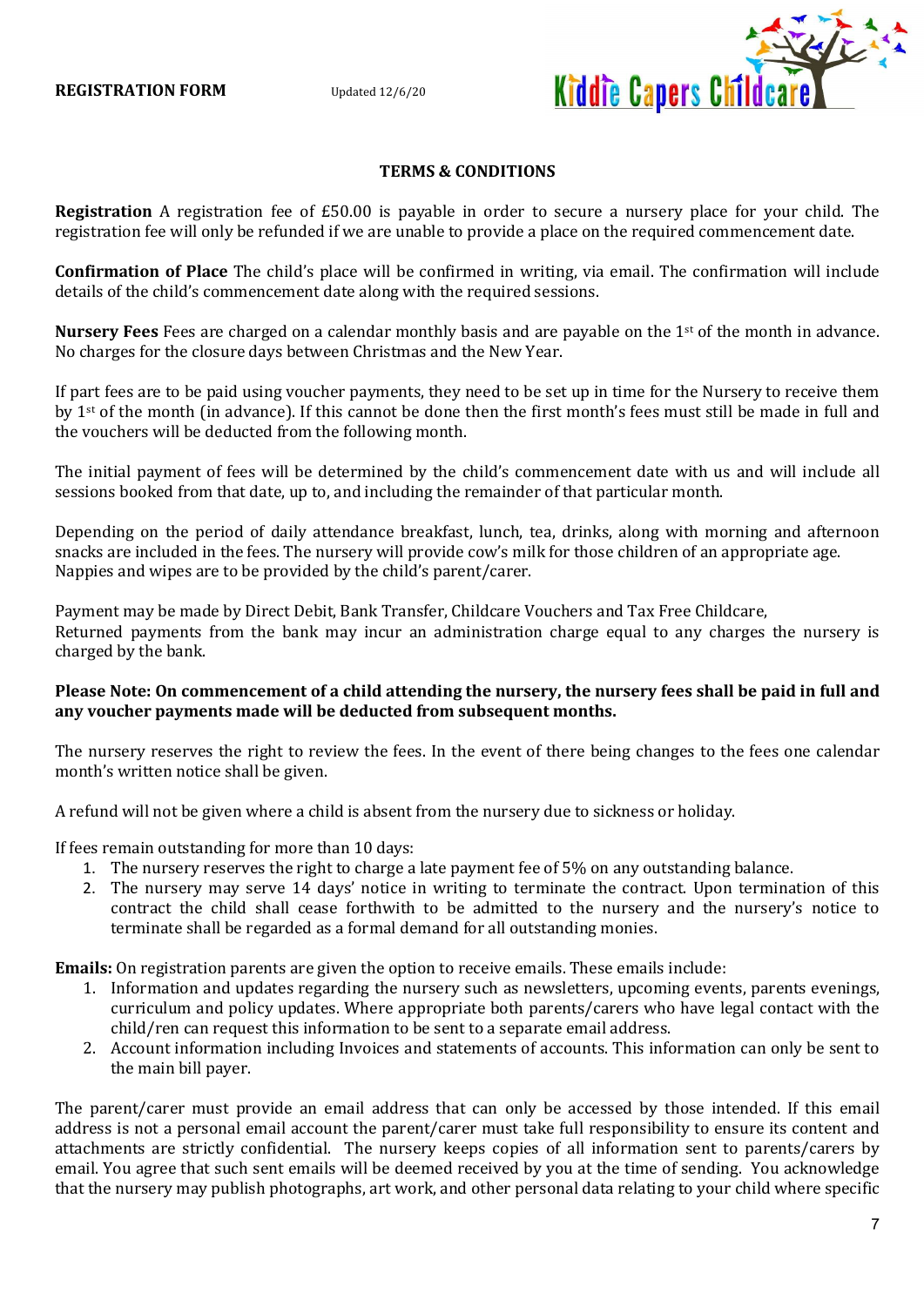**REGISTRATION FORM** Updated 12/6/20

Kiddie Capers Childcare

## TERMS & CONDITIONS

**Registration** A registration fee of £50.00 is payable in order to secure a nursery place for your child. The registration fee will only be refunded if we are unable to provide a place on the required commencement date.

**Confirmation of Place** The child's place will be confirmed in writing, via email. The confirmation will include details of the child's commencement date along with the required sessions.

**Nursery Fees** Fees are charged on a calendar monthly basis and are payable on the 1st of the month in advance. No charges for the closure days between Christmas and the New Year.

If part fees are to be paid using voucher payments, they need to be set up in time for the Nursery to receive them by 1st of the month (in advance). If this cannot be done then the first month's fees must still be made in full and the vouchers will be deducted from the following month.

The initial payment of fees will be determined by the child's commencement date with us and will include all sessions booked from that date, up to, and including the remainder of that particular month.

Depending on the period of daily attendance breakfast, lunch, tea, drinks, along with morning and afternoon snacks are included in the fees. The nursery will provide cow's milk for those children of an appropriate age. Nappies and wipes are to be provided by the child's parent/carer.

Payment may be made by Direct Debit, Bank Transfer, Childcare Vouchers and Tax Free Childcare,
Returned payments from the bank may incur an administration charge equal to any charges the nursery is charged by the bank.

**Please Note: On commencement of a child attending the nursery, the nursery fees shall be paid in full and any voucher payments made will be deducted from subsequent months.**

The nursery reserves the right to review the fees. In the event of there being changes to the fees one calendar month's written notice shall be given.

A refund will not be given where a child is absent from the nursery due to sickness or holiday.

If fees remain outstanding for more than 10 days:

1. The nursery reserves the right to charge a late payment fee of 5% on any outstanding balance.
2. The nursery may serve 14 days' notice in writing to terminate the contract. Upon termination of this contract the child shall cease forthwith to be admitted to the nursery and the nursery's notice to terminate shall be regarded as a formal demand for all outstanding monies.

**Emails:** On registration parents are given the option to receive emails. These emails include:

1. Information and updates regarding the nursery such as newsletters, upcoming events, parents evenings, curriculum and policy updates. Where appropriate both parents/carers who have legal contact with the child/ren can request this information to be sent to a separate email address.
2. Account information including Invoices and statements of accounts. This information can only be sent to the main bill payer.

The parent/carer must provide an email address that can only be accessed by those intended. If this email address is not a personal email account the parent/carer must take full responsibility to ensure its content and attachments are strictly confidential. The nursery keeps copies of all information sent to parents/carers by email. You agree that such sent emails will be deemed received by you at the time of sending. You acknowledge that the nursery may publish photographs, art work, and other personal data relating to your child where specific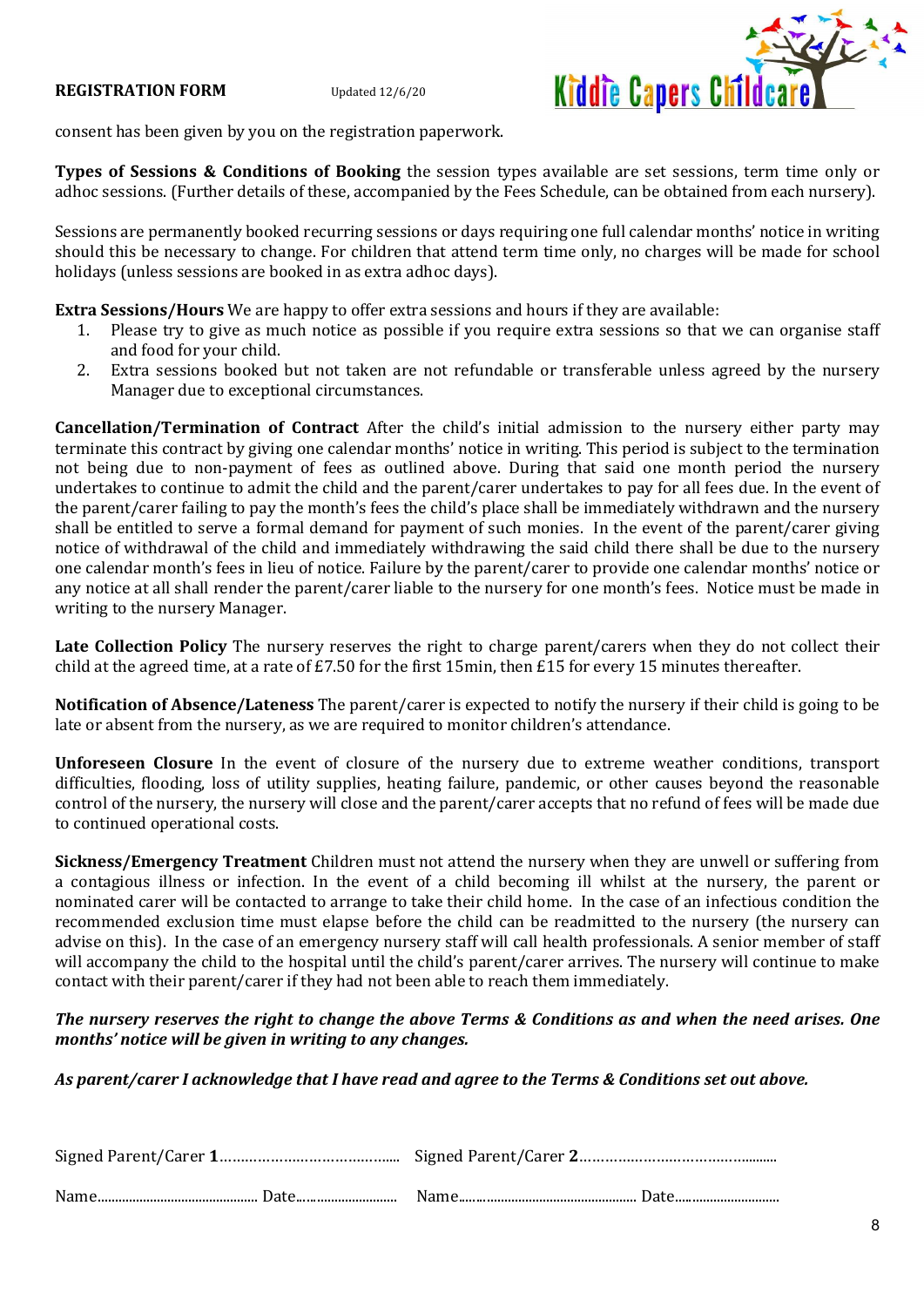consent has been given by you on the registration paperwork.

**Types of Sessions & Conditions of Booking** the session types available are set sessions, term time only or adhoc sessions. (Further details of these, accompanied by the Fees Schedule, can be obtained from each nursery).

Sessions are permanently booked recurring sessions or days requiring one full calendar months' notice in writing should this be necessary to change. For children that attend term time only, no charges will be made for school holidays (unless sessions are booked in as extra adhoc days).

**Extra Sessions/Hours** We are happy to offer extra sessions and hours if they are available:

1. Please try to give as much notice as possible if you require extra sessions so that we can organise staff and food for your child.
2. Extra sessions booked but not taken are not refundable or transferable unless agreed by the nursery Manager due to exceptional circumstances.

**Cancellation/Termination of Contract** After the child's initial admission to the nursery either party may terminate this contract by giving one calendar months' notice in writing. This period is subject to the termination not being due to non-payment of fees as outlined above. During that said one month period the nursery undertakes to continue to admit the child and the parent/carer undertakes to pay for all fees due. In the event of the parent/carer failing to pay the month's fees the child's place shall be immediately withdrawn and the nursery shall be entitled to serve a formal demand for payment of such monies. In the event of the parent/carer giving notice of withdrawal of the child and immediately withdrawing the said child there shall be due to the nursery one calendar month's fees in lieu of notice. Failure by the parent/carer to provide one calendar months' notice or any notice at all shall render the parent/carer liable to the nursery for one month's fees. Notice must be made in writing to the nursery Manager.

**Late Collection Policy** The nursery reserves the right to charge parent/carers when they do not collect their child at the agreed time, at a rate of £7.50 for the first 15min, then £15 for every 15 minutes thereafter.

**Notification of Absence/Lateness** The parent/carer is expected to notify the nursery if their child is going to be late or absent from the nursery, as we are required to monitor children's attendance.

**Unforeseen Closure** In the event of closure of the nursery due to extreme weather conditions, transport difficulties, flooding, loss of utility supplies, heating failure, pandemic, or other causes beyond the reasonable control of the nursery, the nursery will close and the parent/carer accepts that no refund of fees will be made due to continued operational costs.

**Sickness/Emergency Treatment** Children must not attend the nursery when they are unwell or suffering from a contagious illness or infection. In the event of a child becoming ill whilst at the nursery, the parent or nominated carer will be contacted to arrange to take their child home. In the case of an infectious condition the recommended exclusion time must elapse before the child can be readmitted to the nursery (the nursery can advise on this). In the case of an emergency nursery staff will call health professionals. A senior member of staff will accompany the child to the hospital until the child's parent/carer arrives. The nursery will continue to make contact with their parent/carer if they had not been able to reach them immediately.

***The nursery reserves the right to change the above Terms & Conditions as and when the need arises. One months' notice will be given in writing to any changes.***

***As parent/carer I acknowledge that I have read and agree to the Terms & Conditions set out above.***

Signed Parent/Carer **1**…………………………………... Signed Parent/Carer **2**……………………………………..

Name…………………………… Date……………………… Name…………………………………… Date…………………………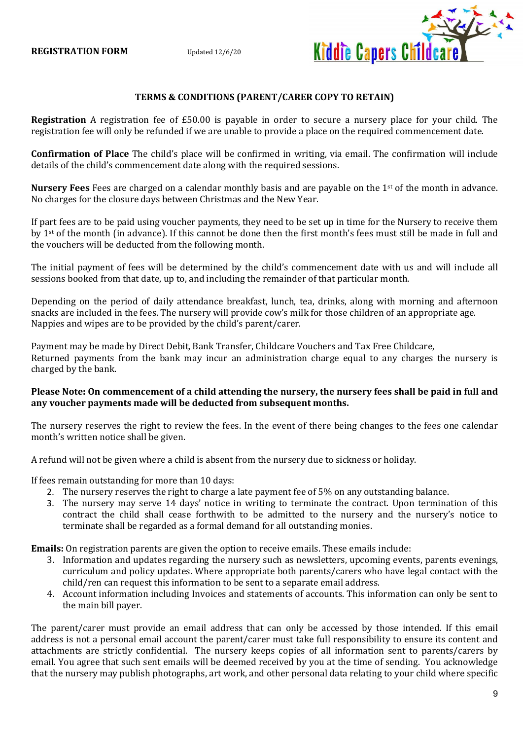**REGISTRATION FORM** Updated 12/6/20

**TERMS & CONDITIONS (PARENT/CARER COPY TO RETAIN)**

**Registration** A registration fee of £50.00 is payable in order to secure a nursery place for your child. The registration fee will only be refunded if we are unable to provide a place on the required commencement date.

**Confirmation of Place** The child's place will be confirmed in writing, via email. The confirmation will include details of the child's commencement date along with the required sessions.

**Nursery Fees** Fees are charged on a calendar monthly basis and are payable on the 1st of the month in advance. No charges for the closure days between Christmas and the New Year.

If part fees are to be paid using voucher payments, they need to be set up in time for the Nursery to receive them by 1st of the month (in advance). If this cannot be done then the first month's fees must still be made in full and the vouchers will be deducted from the following month.

The initial payment of fees will be determined by the child's commencement date with us and will include all sessions booked from that date, up to, and including the remainder of that particular month.

Depending on the period of daily attendance breakfast, lunch, tea, drinks, along with morning and afternoon snacks are included in the fees. The nursery will provide cow's milk for those children of an appropriate age. Nappies and wipes are to be provided by the child's parent/carer.

Payment may be made by Direct Debit, Bank Transfer, Childcare Vouchers and Tax Free Childcare, Returned payments from the bank may incur an administration charge equal to any charges the nursery is charged by the bank.

**Please Note: On commencement of a child attending the nursery, the nursery fees shall be paid in full and any voucher payments made will be deducted from subsequent months.**

The nursery reserves the right to review the fees. In the event of there being changes to the fees one calendar month's written notice shall be given.

A refund will not be given where a child is absent from the nursery due to sickness or holiday.

If fees remain outstanding for more than 10 days:

2. The nursery reserves the right to charge a late payment fee of 5% on any outstanding balance.
3. The nursery may serve 14 days' notice in writing to terminate the contract. Upon termination of this contract the child shall cease forthwith to be admitted to the nursery and the nursery's notice to terminate shall be regarded as a formal demand for all outstanding monies.

**Emails:** On registration parents are given the option to receive emails. These emails include:

3. Information and updates regarding the nursery such as newsletters, upcoming events, parents evenings, curriculum and policy updates. Where appropriate both parents/carers who have legal contact with the child/ren can request this information to be sent to a separate email address.
4. Account information including Invoices and statements of accounts. This information can only be sent to the main bill payer.

The parent/carer must provide an email address that can only be accessed by those intended. If this email address is not a personal email account the parent/carer must take full responsibility to ensure its content and attachments are strictly confidential. The nursery keeps copies of all information sent to parents/carers by email. You agree that such sent emails will be deemed received by you at the time of sending. You acknowledge that the nursery may publish photographs, art work, and other personal data relating to your child where specific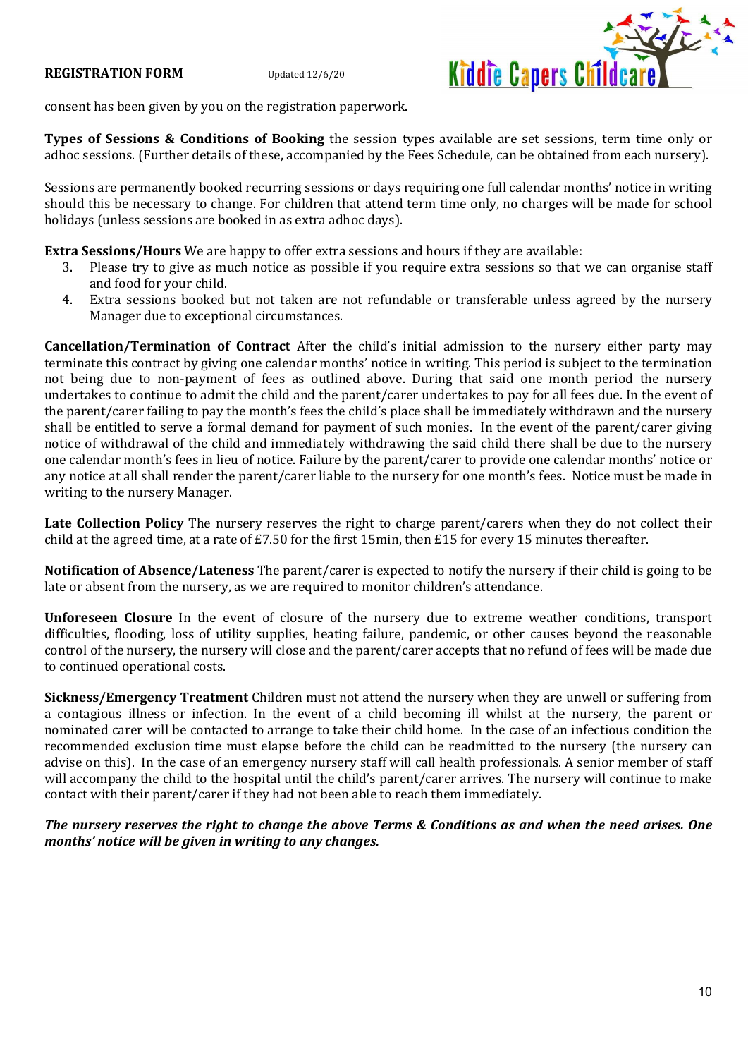consent has been given by you on the registration paperwork.

**Types of Sessions & Conditions of Booking** the session types available are set sessions, term time only or adhoc sessions. (Further details of these, accompanied by the Fees Schedule, can be obtained from each nursery).

Sessions are permanently booked recurring sessions or days requiring one full calendar months' notice in writing should this be necessary to change. For children that attend term time only, no charges will be made for school holidays (unless sessions are booked in as extra adhoc days).

**Extra Sessions/Hours** We are happy to offer extra sessions and hours if they are available:

3. Please try to give as much notice as possible if you require extra sessions so that we can organise staff and food for your child.
4. Extra sessions booked but not taken are not refundable or transferable unless agreed by the nursery Manager due to exceptional circumstances.

**Cancellation/Termination of Contract** After the child's initial admission to the nursery either party may terminate this contract by giving one calendar months' notice in writing. This period is subject to the termination not being due to non-payment of fees as outlined above. During that said one month period the nursery undertakes to continue to admit the child and the parent/carer undertakes to pay for all fees due. In the event of the parent/carer failing to pay the month's fees the child's place shall be immediately withdrawn and the nursery shall be entitled to serve a formal demand for payment of such monies. In the event of the parent/carer giving notice of withdrawal of the child and immediately withdrawing the said child there shall be due to the nursery one calendar month's fees in lieu of notice. Failure by the parent/carer to provide one calendar months' notice or any notice at all shall render the parent/carer liable to the nursery for one month's fees. Notice must be made in writing to the nursery Manager.

**Late Collection Policy** The nursery reserves the right to charge parent/carers when they do not collect their child at the agreed time, at a rate of £7.50 for the first 15min, then £15 for every 15 minutes thereafter.

**Notification of Absence/Lateness** The parent/carer is expected to notify the nursery if their child is going to be late or absent from the nursery, as we are required to monitor children's attendance.

**Unforeseen Closure** In the event of closure of the nursery due to extreme weather conditions, transport difficulties, flooding, loss of utility supplies, heating failure, pandemic, or other causes beyond the reasonable control of the nursery, the nursery will close and the parent/carer accepts that no refund of fees will be made due to continued operational costs.

**Sickness/Emergency Treatment** Children must not attend the nursery when they are unwell or suffering from a contagious illness or infection. In the event of a child becoming ill whilst at the nursery, the parent or nominated carer will be contacted to arrange to take their child home. In the case of an infectious condition the recommended exclusion time must elapse before the child can be readmitted to the nursery (the nursery can advise on this). In the case of an emergency nursery staff will call health professionals. A senior member of staff will accompany the child to the hospital until the child's parent/carer arrives. The nursery will continue to make contact with their parent/carer if they had not been able to reach them immediately.

***The nursery reserves the right to change the above Terms & Conditions as and when the need arises. One months' notice will be given in writing to any changes.***